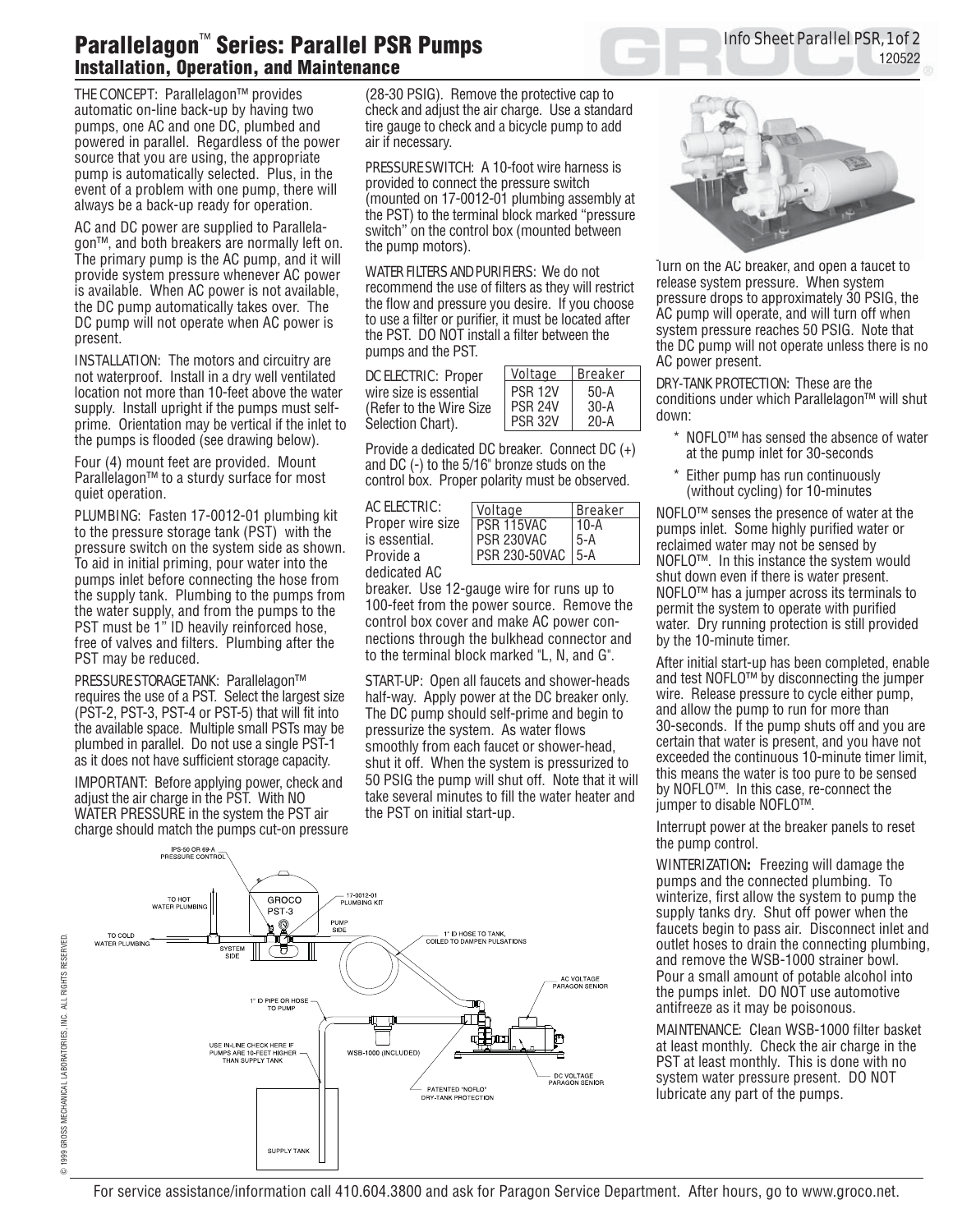# Parallelagon™ Series: Parallel PSR Pumps
## Installation, Operation, and Maintenance

THE CONCEPT: Parallelagon™ provides automatic on-line back-up by having two pumps, one AC and one DC, plumbed and powered in parallel. Regardless of the power source that you are using, the appropriate pump is automatically selected. Plus, in the event of a problem with one pump, there will always be a back-up ready for operation.

AC and DC power are supplied to Parallelagon™, and both breakers are normally left on. The primary pump is the AC pump, and it will provide system pressure whenever AC power is available. When AC power is not available, the DC pump automatically takes over. The DC pump will not operate when AC power is present.

INSTALLATION: The motors and circuitry are not waterproof. Install in a dry well ventilated location not more than 10-feet above the water supply. Install upright if the pumps must self-prime. Orientation may be vertical if the inlet to the pumps is flooded (see drawing below).

Four (4) mount feet are provided. Mount Parallelagon™ to a sturdy surface for most quiet operation.

PLUMBING: Fasten 17-0012-01 plumbing kit to the pressure storage tank (PST) with the pressure switch on the system side as shown. To aid in initial priming, pour water into the pumps inlet before connecting the hose from the supply tank. Plumbing to the pumps from the water supply, and from the pumps to the PST must be 1" ID heavily reinforced hose, free of valves and filters. Plumbing after the PST may be reduced.

PRESSURE STORAGE TANK: Parallelagon™ requires the use of a PST. Select the largest size (PST-2, PST-3, PST-4 or PST-5) that will fit into the available space. Multiple small PSTs may be plumbed in parallel. Do not use a single PST-1 as it does not have sufficient storage capacity.

IMPORTANT: Before applying power, check and adjust the air charge in the PST. With NO WATER PRESSURE in the system the PST air charge should match the pumps cut-on pressure (28-30 PSIG). Remove the protective cap to check and adjust the air charge. Use a standard tire gauge to check and a bicycle pump to add air if necessary.

PRESSURE SWITCH: A 10-foot wire harness is provided to connect the pressure switch (mounted on 17-0012-01 plumbing assembly at the PST) to the terminal block marked "pressure switch" on the control box (mounted between the pump motors).

WATER FILTERS AND PURIFIERS: We do not recommend the use of filters as they will restrict the flow and pressure you desire. If you choose to use a filter or purifier, it must be located after the PST. DO NOT install a filter between the pumps and the PST.

DC ELECTRIC: Proper wire size is essential (Refer to the Wire Size Selection Chart).

| Voltage | Breaker |
|---|---|
| PSR 12V | 50-A |
| PSR 24V | 30-A |
| PSR 32V | 20-A |

Provide a dedicated DC breaker. Connect DC (+) and DC (-) to the 5/16" bronze studs on the control box. Proper polarity must be observed.

AC ELECTRIC: Proper wire size is essential. Provide a dedicated AC breaker. Use 12-gauge wire for runs up to 100-feet from the power source. Remove the control box cover and make AC power connections through the bulkhead connector and to the terminal block marked "L, N, and G".

| Voltage | Breaker |
|---|---|
| PSR 115VAC | 10-A |
| PSR 230VAC | 5-A |
| PSR 230-50VAC | 5-A |

START-UP: Open all faucets and shower-heads half-way. Apply power at the DC breaker only. The DC pump should self-prime and begin to pressurize the system. As water flows smoothly from each faucet or shower-head, shut it off. When the system is pressurized to 50 PSIG the pump will shut off. Note that it will take several minutes to fill the water heater and the PST on initial start-up.

Turn on the AC breaker, and open a faucet to release system pressure. When system pressure drops to approximately 30 PSIG, the AC pump will operate, and will turn off when system pressure reaches 50 PSIG. Note that the DC pump will not operate unless there is no AC power present.

DRY-TANK PROTECTION: These are the conditions under which Parallelagon™ will shut down:

* NOFLO™ has sensed the absence of water at the pump inlet for 30-seconds
* Either pump has run continuously (without cycling) for 10-minutes

NOFLO™ senses the presence of water at the pumps inlet. Some highly purified water or reclaimed water may not be sensed by NOFLO™. In this instance the system would shut down even if there is water present. NOFLO™ has a jumper across its terminals to permit the system to operate with purified water. Dry running protection is still provided by the 10-minute timer.

After initial start-up has been completed, enable and test NOFLO™ by disconnecting the jumper wire. Release pressure to cycle either pump, and allow the pump to run for more than 30-seconds. If the pump shuts off and you are certain that water is present, and you have not exceeded the continuous 10-minute timer limit, this means the water is too pure to be sensed by NOFLO™. In this case, re-connect the jumper to disable NOFLO™.

Interrupt power at the breaker panels to reset the pump control.

WINTERIZATION: Freezing will damage the pumps and the connected plumbing. To winterize, first allow the system to pump the supply tanks dry. Shut off power when the faucets begin to pass air. Disconnect inlet and outlet hoses to drain the connecting plumbing, and remove the WSB-1000 strainer bowl. Pour a small amount of potable alcohol into the pumps inlet. DO NOT use automotive antifreeze as it may be poisonous.

MAINTENANCE: Clean WSB-1000 filter basket at least monthly. Check the air charge in the PST at least monthly. This is done with no system water pressure present. DO NOT lubricate any part of the pumps.

IPS-50 OR 69-A PRESSURE CONTROL · TO HOT WATER PLUMBING · TO COLD WATER PLUMBING · SYSTEM SIDE · GROCO PST-3 · PUMP SIDE · 17-0012-01 PLUMBING KIT · 1" ID HOSE TO TANK, COILED TO DAMPEN PULSATIONS · 1" ID PIPE OR HOSE TO PUMP · USE IN-LINE CHECK HERE IF PUMPS ARE 10-FEET HIGHER THAN SUPPLY TANK · WSB-1000 (INCLUDED) · AC VOLTAGE PARAGON SENIOR · DC VOLTAGE PARAGON SENIOR · PATENTED "NOFLO" DRY-TANK PROTECTION · SUPPLY TANK

© 1999 GROSS MECHANICAL LABORATORIES, INC. ALL RIGHTS RESERVED.

For service assistance/information call 410.604.3800 and ask for Paragon Service Department. After hours, go to www.groco.net.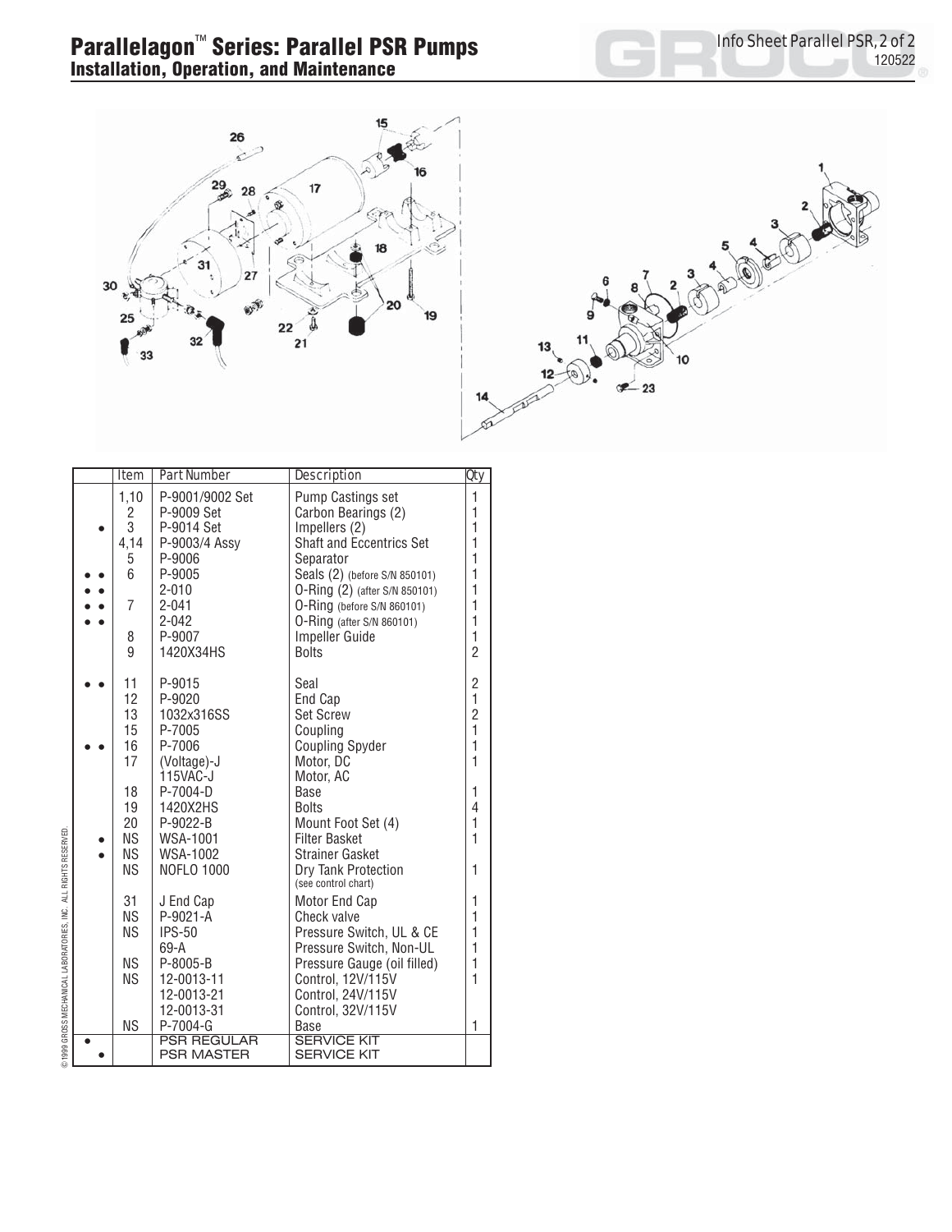# Parallelagon™ Series: Parallel PSR Pumps
## Installation, Operation, and Maintenance

15
26
16
17
29
28
18
31
27
30
20
19
25
22
21
32
33
1
2
3
5
4
6
7
8
2
3
4
9
11
13
10
12
23
14

| | Item | Part Number | Description | Qty |
|---|---|---|---|---|
| | 1,10 | P-9001/9002 Set | Pump Castings set | 1 |
| | 2 | P-9009 Set | Carbon Bearings (2) | 1 |
| • | 3 | P-9014 Set | Impellers (2) | 1 |
| | 4,14 | P-9003/4 Assy | Shaft and Eccentrics Set | 1 |
| | 5 | P-9006 | Separator | 1 |
| • • | 6 | P-9005 | Seals (2) (before S/N 850101) | 1 |
| • • | | 2-010 | O-Ring (2) (after S/N 850101) | 1 |
| • • | 7 | 2-041 | O-Ring (before S/N 860101) | 1 |
| • • | | 2-042 | O-Ring (after S/N 860101) | 1 |
| | 8 | P-9007 | Impeller Guide | 1 |
| | 9 | 1420X34HS | Bolts | 2 |
| • • | 11 | P-9015 | Seal | 2 |
| | 12 | P-9020 | End Cap | 1 |
| | 13 | 1032x316SS | Set Screw | 2 |
| | 15 | P-7005 | Coupling | 1 |
| • • | 16 | P-7006 | Coupling Spyder | 1 |
| | 17 | (Voltage)-J | Motor, DC | 1 |
| | | 115VAC-J | Motor, AC | |
| | 18 | P-7004-D | Base | 1 |
| | 19 | 1420X2HS | Bolts | 4 |
| | 20 | P-9022-B | Mount Foot Set (4) | 1 |
| • | NS | WSA-1001 | Filter Basket | 1 |
| • | NS | WSA-1002 | Strainer Gasket | |
| | NS | NOFLO 1000 | Dry Tank Protection (see control chart) | 1 |
| | 31 | J End Cap | Motor End Cap | 1 |
| | NS | P-9021-A | Check valve | 1 |
| | NS | IPS-50 | Pressure Switch, UL & CE | 1 |
| | | 69-A | Pressure Switch, Non-UL | 1 |
| | NS | P-8005-B | Pressure Gauge (oil filled) | 1 |
| | NS | 12-0013-11 | Control, 12V/115V | 1 |
| | | 12-0013-21 | Control, 24V/115V | |
| | | 12-0013-31 | Control, 32V/115V | |
| | NS | P-7004-G | Base | 1 |
| • | | PSR REGULAR | SERVICE KIT | |
| • | | PSR MASTER | SERVICE KIT | |

© 1999 GROSS MECHANICAL LABORATORIES, INC. ALL RIGHTS RESERVED.